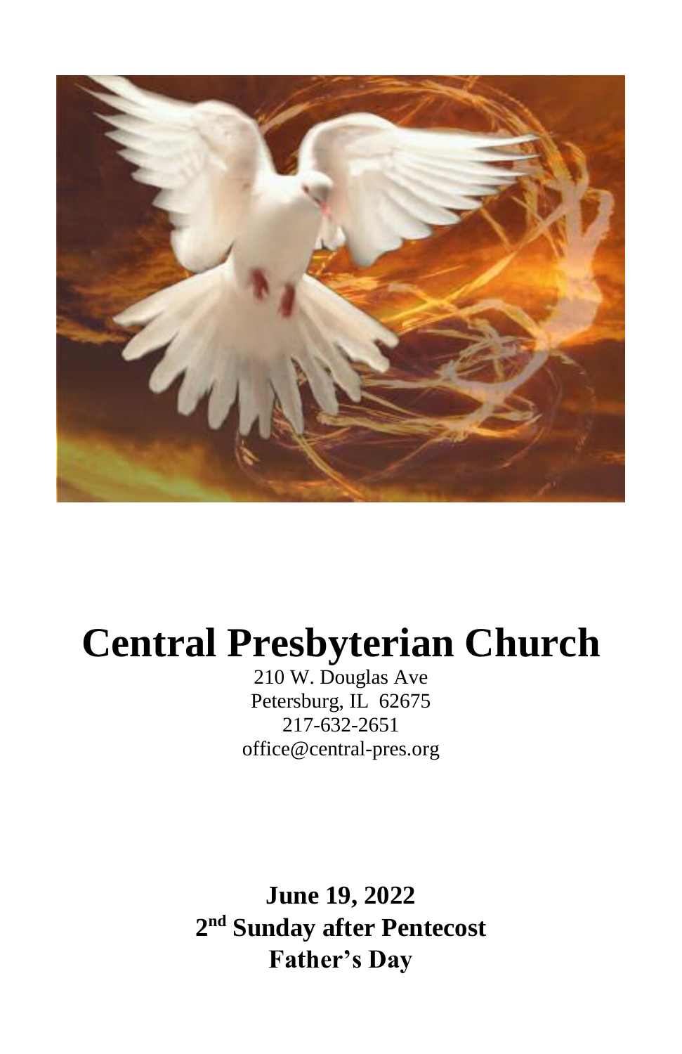# Central Presbyterian Church

210 W. Douglas Ave
Petersburg, IL 62675
217-632-2651
office@central-pres.org

**June 19, 2022**
**2nd Sunday after Pentecost**
**Father's Day**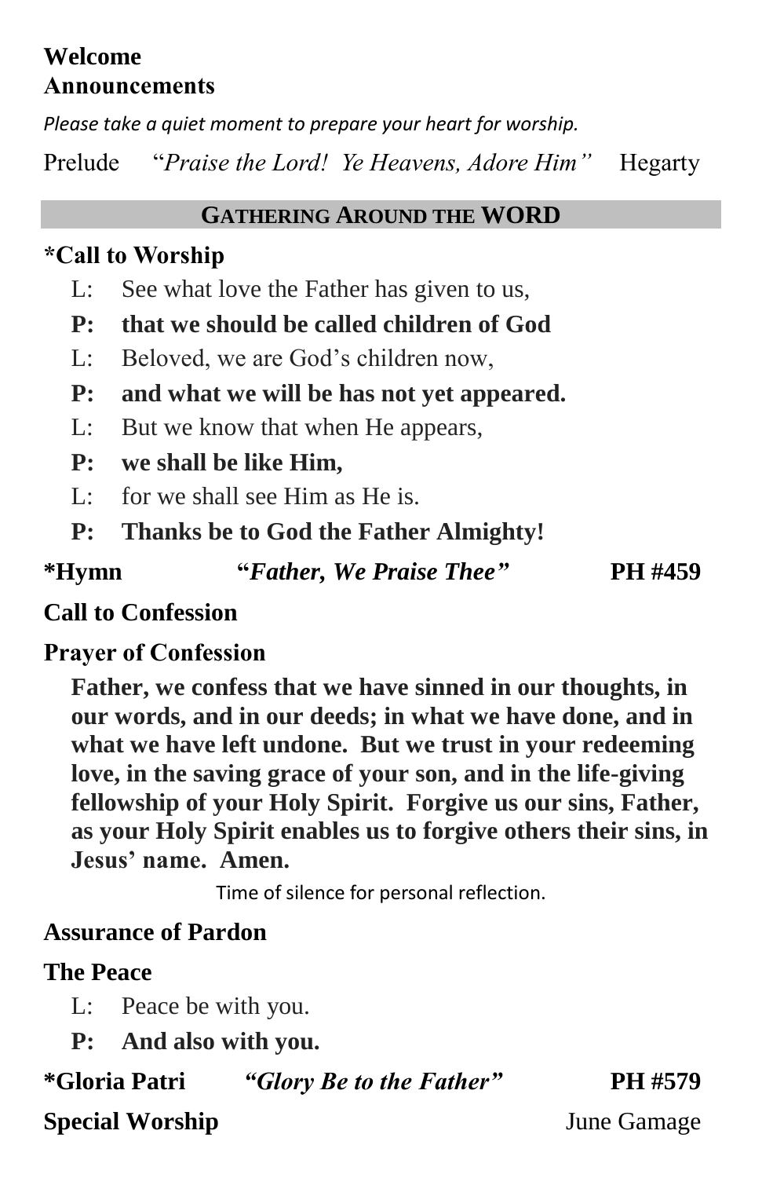**Welcome**
**Announcements**

*Please take a quiet moment to prepare your heart for worship.*

Prelude "*Praise the Lord! Ye Heavens, Adore Him"* Hegarty

## GATHERING AROUND THE WORD

**\*Call to Worship**

L: See what love the Father has given to us,

**P: that we should be called children of God**

L: Beloved, we are God's children now,

**P: and what we will be has not yet appeared.**

L: But we know that when He appears,

**P: we shall be like Him,**

L: for we shall see Him as He is.

**P: Thanks be to God the Father Almighty!**

**\*Hymn "*Father, We Praise Thee"* PH #459**

**Call to Confession**

**Prayer of Confession**

**Father, we confess that we have sinned in our thoughts, in our words, and in our deeds; in what we have done, and in what we have left undone. But we trust in your redeeming love, in the saving grace of your son, and in the life-giving fellowship of your Holy Spirit. Forgive us our sins, Father, as your Holy Spirit enables us to forgive others their sins, in Jesus' name. Amen.**

Time of silence for personal reflection.

**Assurance of Pardon**

**The Peace**

L: Peace be with you.

**P: And also with you.**

**\*Gloria Patri *"Glory Be to the Father"* PH #579**

**Special Worship** June Gamage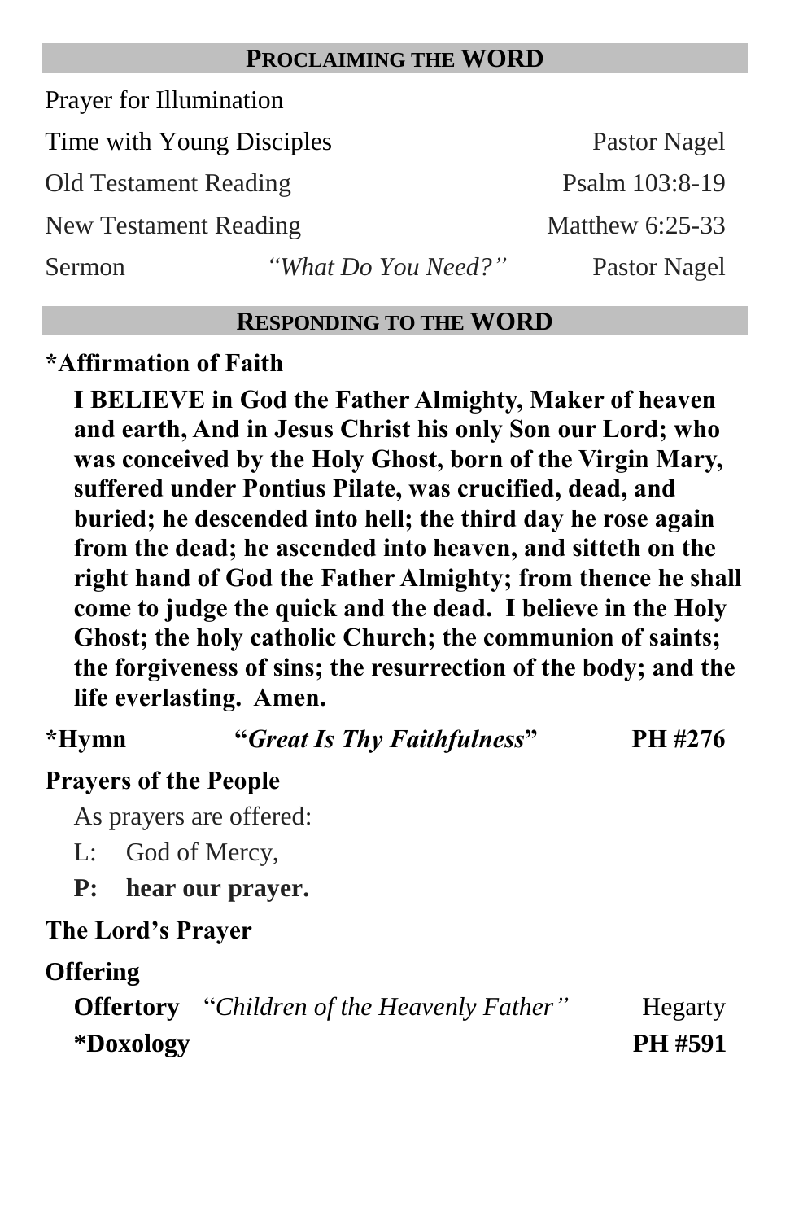## PROCLAIMING THE WORD

Prayer for Illumination

Time with Young Disciples — Pastor Nagel

Old Testament Reading — Psalm 103:8-19

New Testament Reading — Matthew 6:25-33

Sermon *"What Do You Need?"* — Pastor Nagel

## RESPONDING TO THE WORD

**\*Affirmation of Faith**

**I BELIEVE in God the Father Almighty, Maker of heaven and earth, And in Jesus Christ his only Son our Lord; who was conceived by the Holy Ghost, born of the Virgin Mary, suffered under Pontius Pilate, was crucified, dead, and buried; he descended into hell; the third day he rose again from the dead; he ascended into heaven, and sitteth on the right hand of God the Father Almighty; from thence he shall come to judge the quick and the dead. I believe in the Holy Ghost; the holy catholic Church; the communion of saints; the forgiveness of sins; the resurrection of the body; and the life everlasting. Amen.**

**\*Hymn "*Great Is Thy Faithfulness*" PH #276**

**Prayers of the People**

As prayers are offered:

L: God of Mercy,

**P: hear our prayer.**

**The Lord's Prayer**

**Offering**

**Offertory** "*Children of the Heavenly Father*" — Hegarty

**\*Doxology — PH #591**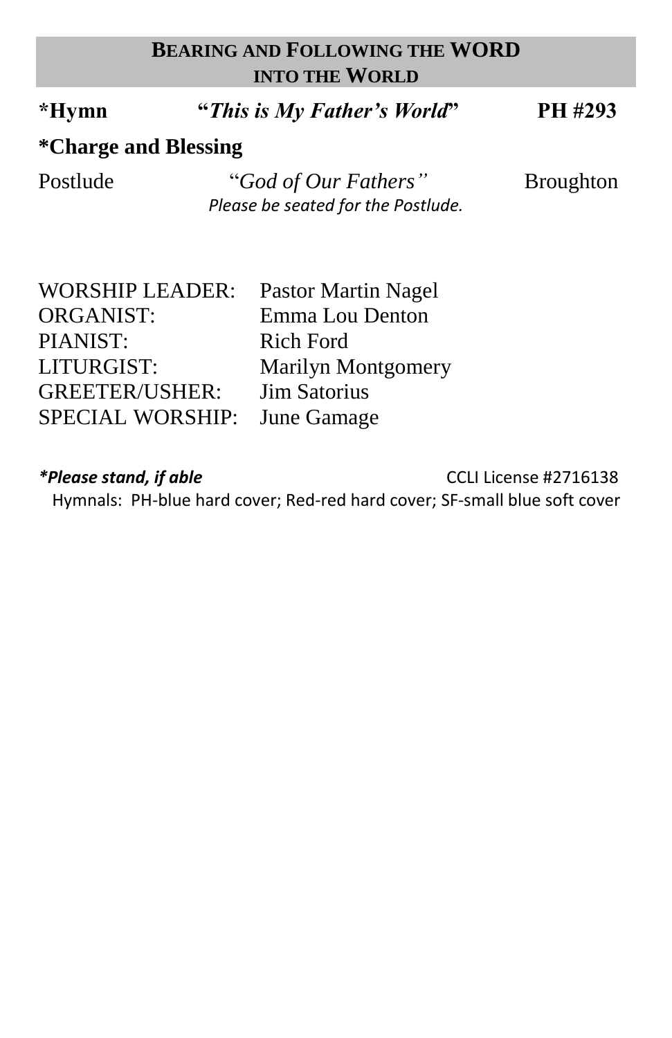## BEARING AND FOLLOWING THE WORD INTO THE WORLD

**\*Hymn** **"*This is My Father's World*"** **PH #293**

**\*Charge and Blessing**

Postlude "*God of Our Fathers*" Broughton

*Please be seated for the Postlude.*

| | |
|---|---|
| WORSHIP LEADER: | Pastor Martin Nagel |
| ORGANIST: | Emma Lou Denton |
| PIANIST: | Rich Ford |
| LITURGIST: | Marilyn Montgomery |
| GREETER/USHER: | Jim Satorius |
| SPECIAL WORSHIP: | June Gamage |

***\*Please stand, if able*** CCLI License #2716138

Hymnals: PH-blue hard cover; Red-red hard cover; SF-small blue soft cover